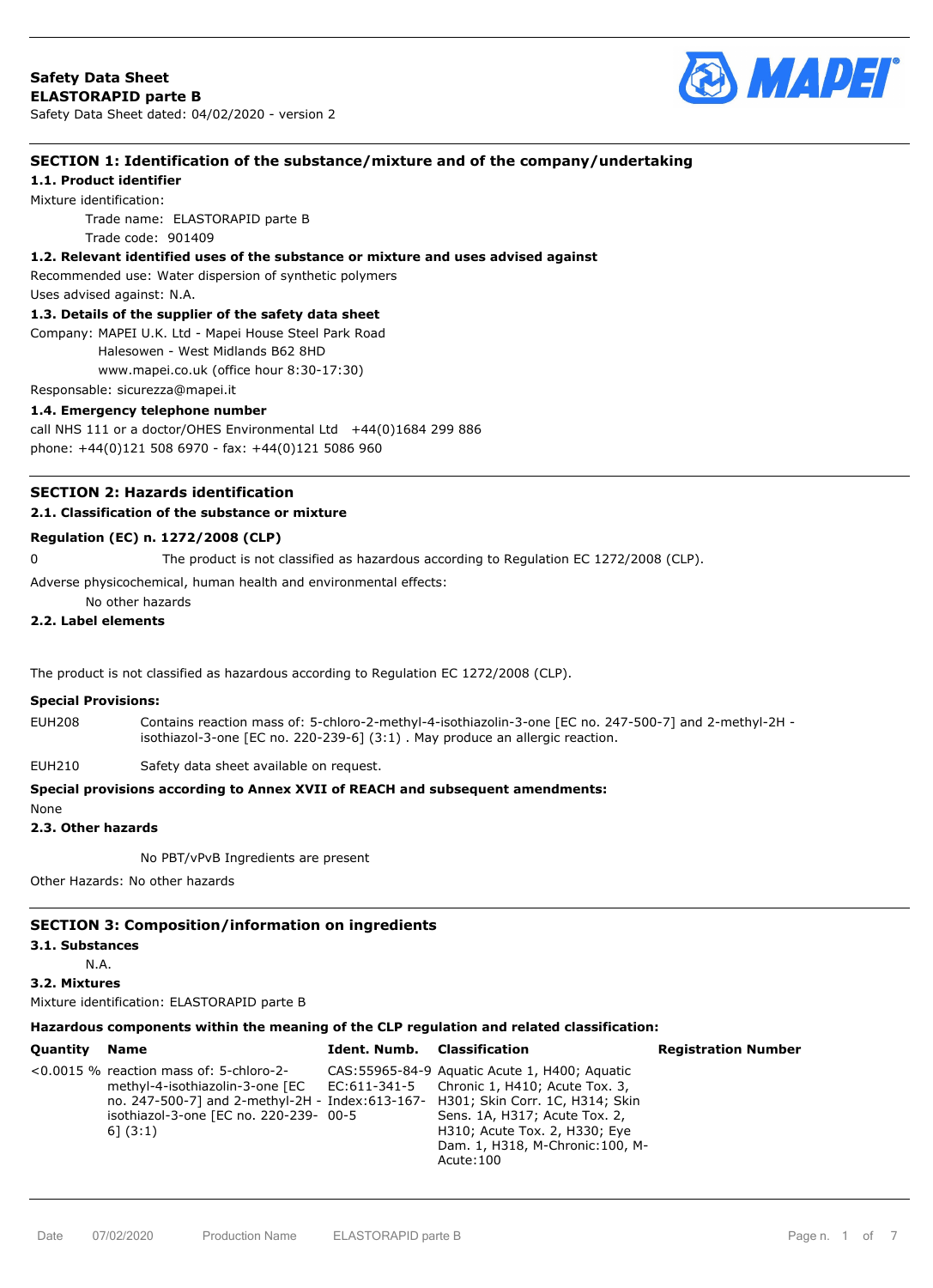**Safety Data Sheet**
**ELASTORAPID parte B**
Safety Data Sheet dated: 04/02/2020 - version 2

## SECTION 1: Identification of the substance/mixture and of the company/undertaking

### 1.1. Product identifier

Mixture identification:

Trade name: ELASTORAPID parte B
Trade code: 901409

### 1.2. Relevant identified uses of the substance or mixture and uses advised against

Recommended use: Water dispersion of synthetic polymers
Uses advised against: N.A.

### 1.3. Details of the supplier of the safety data sheet

Company: MAPEI U.K. Ltd - Mapei House Steel Park Road
Halesowen - West Midlands B62 8HD
www.mapei.co.uk (office hour 8:30-17:30)

Responsable: sicurezza@mapei.it

### 1.4. Emergency telephone number

call NHS 111 or a doctor/OHES Environmental Ltd +44(0)1684 299 886
phone: +44(0)121 508 6970 - fax: +44(0)121 5086 960

## SECTION 2: Hazards identification

### 2.1. Classification of the substance or mixture

**Regulation (EC) n. 1272/2008 (CLP)**

0 The product is not classified as hazardous according to Regulation EC 1272/2008 (CLP).

Adverse physicochemical, human health and environmental effects:

No other hazards

### 2.2. Label elements

The product is not classified as hazardous according to Regulation EC 1272/2008 (CLP).

**Special Provisions:**

EUH208 Contains reaction mass of: 5-chloro-2-methyl-4-isothiazolin-3-one [EC no. 247-500-7] and 2-methyl-2H - isothiazol-3-one [EC no. 220-239-6] (3:1) . May produce an allergic reaction.

EUH210 Safety data sheet available on request.

**Special provisions according to Annex XVII of REACH and subsequent amendments:**

None

### 2.3. Other hazards

No PBT/vPvB Ingredients are present

Other Hazards: No other hazards

## SECTION 3: Composition/information on ingredients

### 3.1. Substances

N.A.

### 3.2. Mixtures

Mixture identification: ELASTORAPID parte B

**Hazardous components within the meaning of the CLP regulation and related classification:**

| Quantity | Name | Ident. Numb. | Classification | Registration Number |
|---|---|---|---|---|
| <0.0015 % | reaction mass of: 5-chloro-2-methyl-4-isothiazolin-3-one [EC no. 247-500-7] and 2-methyl-2H - isothiazol-3-one [EC no. 220-239-6] (3:1) | CAS:55965-84-9 EC:611-341-5 Index:613-167-00-5 | Aquatic Acute 1, H400; Aquatic Chronic 1, H410; Acute Tox. 3, H301; Skin Corr. 1C, H314; Skin Sens. 1A, H317; Acute Tox. 2, H310; Acute Tox. 2, H330; Eye Dam. 1, H318, M-Chronic:100, M-Acute:100 | |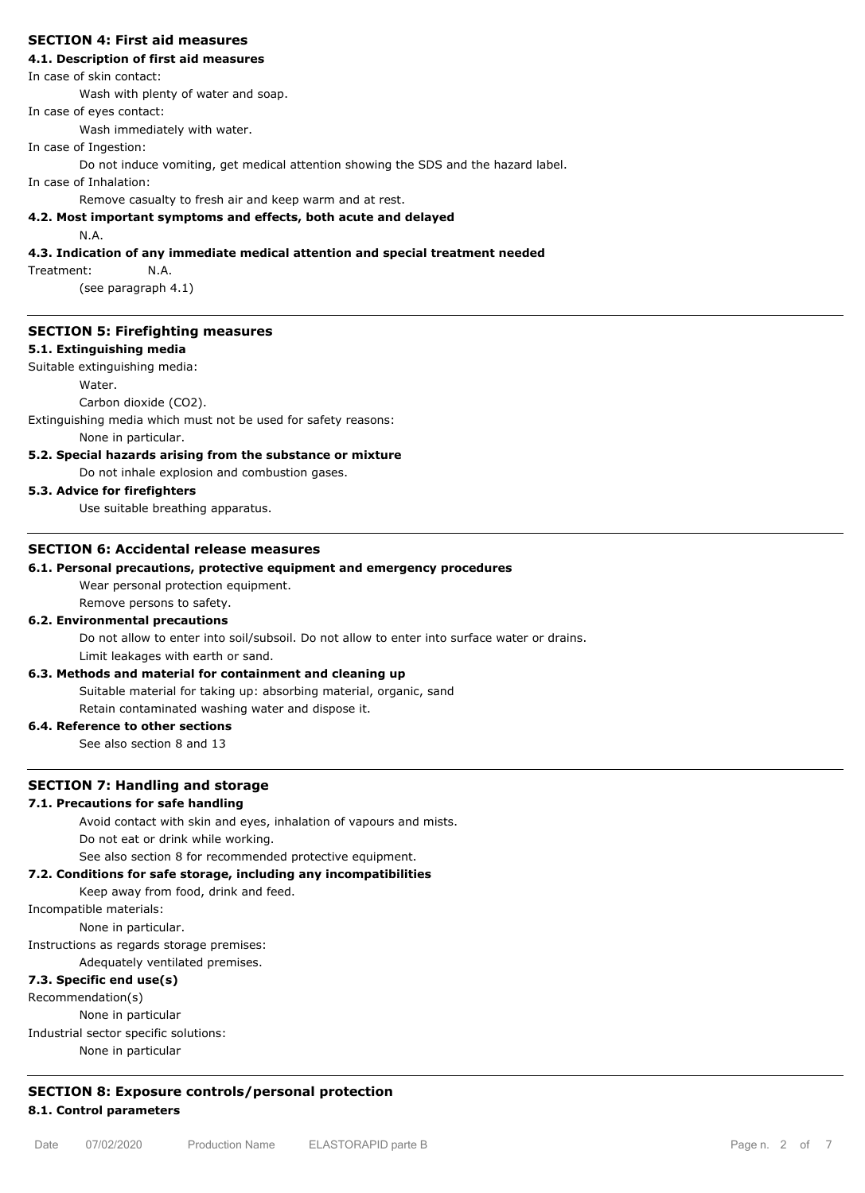## SECTION 4: First aid measures

### 4.1. Description of first aid measures

In case of skin contact:

Wash with plenty of water and soap.

In case of eyes contact:

Wash immediately with water.

In case of Ingestion:

Do not induce vomiting, get medical attention showing the SDS and the hazard label.

In case of Inhalation:

Remove casualty to fresh air and keep warm and at rest.

### 4.2. Most important symptoms and effects, both acute and delayed

N.A.

### 4.3. Indication of any immediate medical attention and special treatment needed

Treatment: N.A.

(see paragraph 4.1)

## SECTION 5: Firefighting measures

### 5.1. Extinguishing media

Suitable extinguishing media:

Water.

Carbon dioxide ($CO_2$).

Extinguishing media which must not be used for safety reasons:

None in particular.

### 5.2. Special hazards arising from the substance or mixture

Do not inhale explosion and combustion gases.

### 5.3. Advice for firefighters

Use suitable breathing apparatus.

## SECTION 6: Accidental release measures

### 6.1. Personal precautions, protective equipment and emergency procedures

Wear personal protection equipment.

Remove persons to safety.

### 6.2. Environmental precautions

Do not allow to enter into soil/subsoil. Do not allow to enter into surface water or drains.

Limit leakages with earth or sand.

### 6.3. Methods and material for containment and cleaning up

Suitable material for taking up: absorbing material, organic, sand

Retain contaminated washing water and dispose it.

### 6.4. Reference to other sections

See also section 8 and 13

## SECTION 7: Handling and storage

### 7.1. Precautions for safe handling

Avoid contact with skin and eyes, inhalation of vapours and mists.

Do not eat or drink while working.

See also section 8 for recommended protective equipment.

### 7.2. Conditions for safe storage, including any incompatibilities

Keep away from food, drink and feed.

Incompatible materials:

None in particular.

Instructions as regards storage premises:

Adequately ventilated premises.

### 7.3. Specific end use(s)

Recommendation(s)

None in particular

Industrial sector specific solutions:

None in particular

## SECTION 8: Exposure controls/personal protection

### 8.1. Control parameters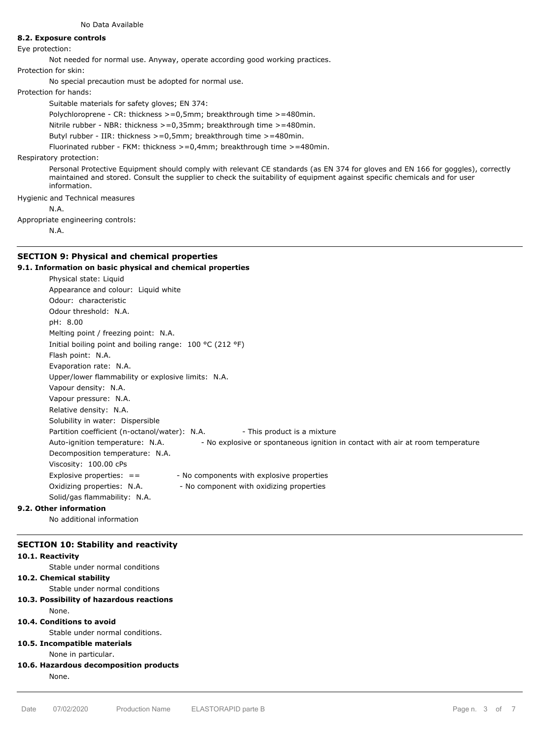No Data Available

**8.2. Exposure controls**

Eye protection:

Not needed for normal use. Anyway, operate according good working practices.

Protection for skin:

No special precaution must be adopted for normal use.

Protection for hands:

Suitable materials for safety gloves; EN 374:

Polychloroprene - CR: thickness >=0,5mm; breakthrough time >=480min.

Nitrile rubber - NBR: thickness >=0,35mm; breakthrough time >=480min.

Butyl rubber - IIR: thickness >=0,5mm; breakthrough time >=480min.

Fluorinated rubber - FKM: thickness >=0,4mm; breakthrough time >=480min.

Respiratory protection:

Personal Protective Equipment should comply with relevant CE standards (as EN 374 for gloves and EN 166 for goggles), correctly maintained and stored. Consult the supplier to check the suitability of equipment against specific chemicals and for user information.

Hygienic and Technical measures

N.A.

Appropriate engineering controls:

N.A.

## SECTION 9: Physical and chemical properties

**9.1. Information on basic physical and chemical properties**

Physical state: Liquid
Appearance and colour: Liquid white
Odour: characteristic
Odour threshold: N.A.
pH: 8.00
Melting point / freezing point: N.A.
Initial boiling point and boiling range: 100 °C (212 °F)
Flash point: N.A.
Evaporation rate: N.A.
Upper/lower flammability or explosive limits: N.A.
Vapour density: N.A.
Vapour pressure: N.A.
Relative density: N.A.
Solubility in water: Dispersible
Partition coefficient (n-octanol/water): N.A. - This product is a mixture
Auto-ignition temperature: N.A. - No explosive or spontaneous ignition in contact with air at room temperature
Decomposition temperature: N.A.
Viscosity: 100.00 cPs
Explosive properties: == - No components with explosive properties
Oxidizing properties: N.A. - No component with oxidizing properties
Solid/gas flammability: N.A.

**9.2. Other information**

No additional information

## SECTION 10: Stability and reactivity

**10.1. Reactivity**

Stable under normal conditions

**10.2. Chemical stability**

Stable under normal conditions

**10.3. Possibility of hazardous reactions**

None.

**10.4. Conditions to avoid**

Stable under normal conditions.

**10.5. Incompatible materials**

None in particular.

**10.6. Hazardous decomposition products**

None.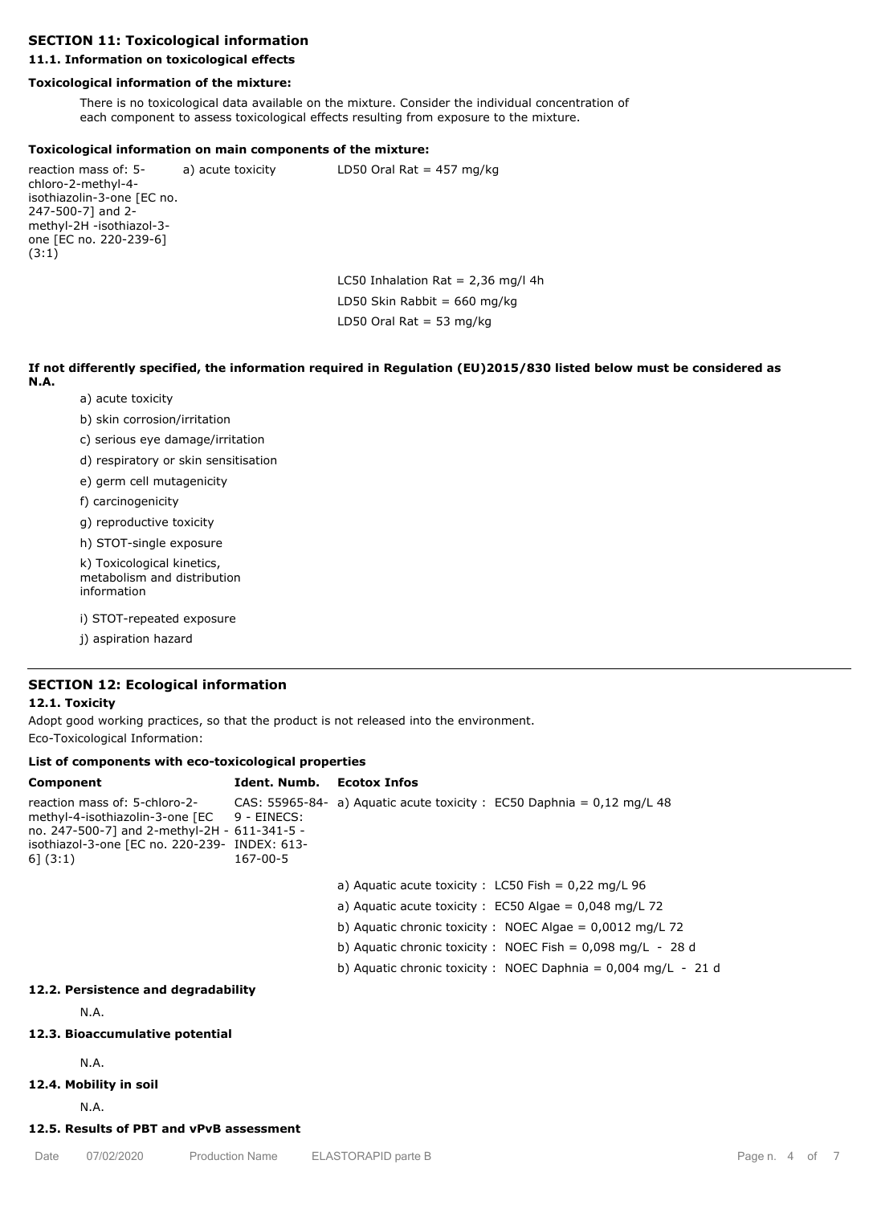## SECTION 11: Toxicological information

### 11.1. Information on toxicological effects

**Toxicological information of the mixture:**

There is no toxicological data available on the mixture. Consider the individual concentration of each component to assess toxicological effects resulting from exposure to the mixture.

**Toxicological information on main components of the mixture:**

| | | |
|---|---|---|
| reaction mass of: 5-chloro-2-methyl-4-isothiazolin-3-one [EC no. 247-500-7] and 2-methyl-2H -isothiazol-3-one [EC no. 220-239-6] (3:1) | a) acute toxicity | LD50 Oral Rat = 457 mg/kg |
| | | LC50 Inhalation Rat = 2,36 mg/l 4h |
| | | LD50 Skin Rabbit = 660 mg/kg |
| | | LD50 Oral Rat = 53 mg/kg |

**If not differently specified, the information required in Regulation (EU)2015/830 listed below must be considered as N.A.**

a) acute toxicity

b) skin corrosion/irritation

c) serious eye damage/irritation

d) respiratory or skin sensitisation

e) germ cell mutagenicity

f) carcinogenicity

g) reproductive toxicity

h) STOT-single exposure

k) Toxicological kinetics, metabolism and distribution information

i) STOT-repeated exposure

j) aspiration hazard

## SECTION 12: Ecological information

### 12.1. Toxicity

Adopt good working practices, so that the product is not released into the environment.

Eco-Toxicological Information:

**List of components with eco-toxicological properties**

| Component | Ident. Numb. | Ecotox Infos |
|---|---|---|
| reaction mass of: 5-chloro-2-methyl-4-isothiazolin-3-one [EC no. 247-500-7] and 2-methyl-2H - isothiazol-3-one [EC no. 220-239-6] (3:1) | CAS: 55965-84-9 - EINECS: 611-341-5 - INDEX: 613-167-00-5 | a) Aquatic acute toxicity : EC50 Daphnia = 0,12 mg/L 48 |
| | | a) Aquatic acute toxicity : LC50 Fish = 0,22 mg/L 96 |
| | | a) Aquatic acute toxicity : EC50 Algae = 0,048 mg/L 72 |
| | | b) Aquatic chronic toxicity : NOEC Algae = 0,0012 mg/L 72 |
| | | b) Aquatic chronic toxicity : NOEC Fish = 0,098 mg/L - 28 d |
| | | b) Aquatic chronic toxicity : NOEC Daphnia = 0,004 mg/L - 21 d |

### 12.2. Persistence and degradability

N.A.

### 12.3. Bioaccumulative potential

N.A.

### 12.4. Mobility in soil

N.A.

### 12.5. Results of PBT and vPvB assessment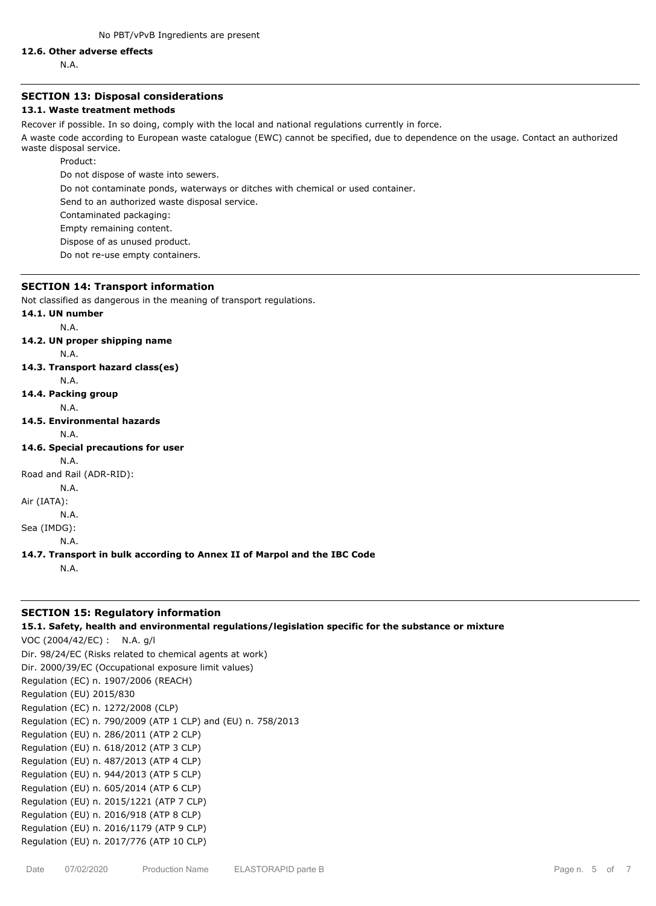No PBT/vPvB Ingredients are present

**12.6. Other adverse effects**

N.A.

## SECTION 13: Disposal considerations

**13.1. Waste treatment methods**

Recover if possible. In so doing, comply with the local and national regulations currently in force.

A waste code according to European waste catalogue (EWC) cannot be specified, due to dependence on the usage. Contact an authorized waste disposal service.

Product:

Do not dispose of waste into sewers.

Do not contaminate ponds, waterways or ditches with chemical or used container.

Send to an authorized waste disposal service.

Contaminated packaging:

Empty remaining content.

Dispose of as unused product.

Do not re-use empty containers.

## SECTION 14: Transport information

Not classified as dangerous in the meaning of transport regulations.

**14.1. UN number**

N.A.

**14.2. UN proper shipping name**

N.A.

**14.3. Transport hazard class(es)**

N.A.

**14.4. Packing group**

N.A.

**14.5. Environmental hazards**

N.A.

**14.6. Special precautions for user**

N.A.

Road and Rail (ADR-RID):

N.A.

Air (IATA):

N.A.

Sea (IMDG):

N.A.

**14.7. Transport in bulk according to Annex II of Marpol and the IBC Code**

N.A.

## SECTION 15: Regulatory information

**15.1. Safety, health and environmental regulations/legislation specific for the substance or mixture**

VOC (2004/42/EC) : N.A. g/l

Dir. 98/24/EC (Risks related to chemical agents at work)

Dir. 2000/39/EC (Occupational exposure limit values)

Regulation (EC) n. 1907/2006 (REACH)

Regulation (EU) 2015/830

Regulation (EC) n. 1272/2008 (CLP)

Regulation (EC) n. 790/2009 (ATP 1 CLP) and (EU) n. 758/2013

Regulation (EU) n. 286/2011 (ATP 2 CLP)

Regulation (EU) n. 618/2012 (ATP 3 CLP)

Regulation (EU) n. 487/2013 (ATP 4 CLP)

Regulation (EU) n. 944/2013 (ATP 5 CLP)

Regulation (EU) n. 605/2014 (ATP 6 CLP)

Regulation (EU) n. 2015/1221 (ATP 7 CLP)

Regulation (EU) n. 2016/918 (ATP 8 CLP)

Regulation (EU) n. 2016/1179 (ATP 9 CLP)

Regulation (EU) n. 2017/776 (ATP 10 CLP)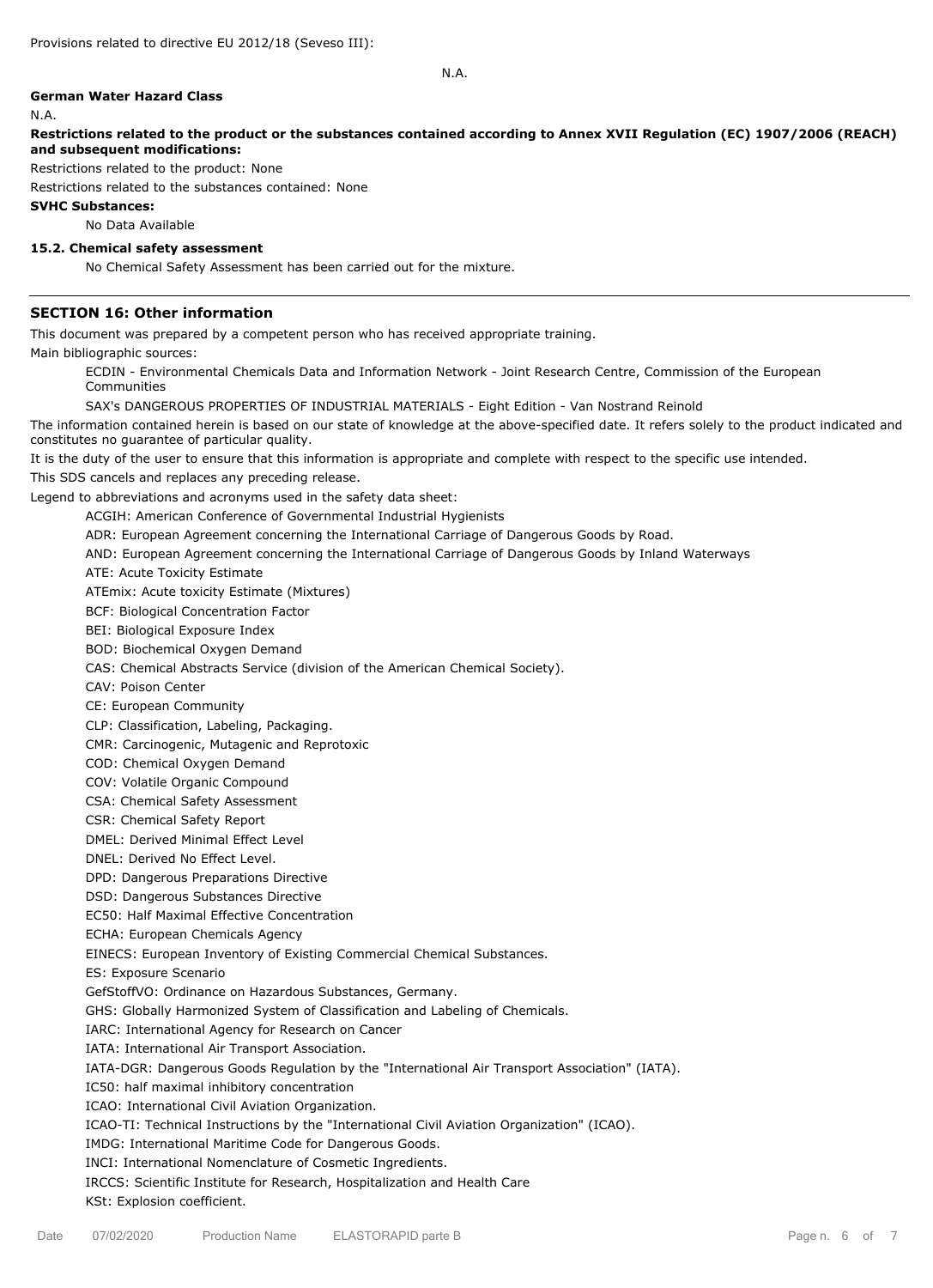Provisions related to directive EU 2012/18 (Seveso III):

N.A.

**German Water Hazard Class**

N.A.

**Restrictions related to the product or the substances contained according to Annex XVII Regulation (EC) 1907/2006 (REACH) and subsequent modifications:**

Restrictions related to the product: None

Restrictions related to the substances contained: None

**SVHC Substances:**

No Data Available

**15.2. Chemical safety assessment**

No Chemical Safety Assessment has been carried out for the mixture.

## SECTION 16: Other information

This document was prepared by a competent person who has received appropriate training.

Main bibliographic sources:

ECDIN - Environmental Chemicals Data and Information Network - Joint Research Centre, Commission of the European Communities

SAX's DANGEROUS PROPERTIES OF INDUSTRIAL MATERIALS - Eight Edition - Van Nostrand Reinold

The information contained herein is based on our state of knowledge at the above-specified date. It refers solely to the product indicated and constitutes no guarantee of particular quality.

It is the duty of the user to ensure that this information is appropriate and complete with respect to the specific use intended.

This SDS cancels and replaces any preceding release.

Legend to abbreviations and acronyms used in the safety data sheet:

ACGIH: American Conference of Governmental Industrial Hygienists

ADR: European Agreement concerning the International Carriage of Dangerous Goods by Road.

AND: European Agreement concerning the International Carriage of Dangerous Goods by Inland Waterways

ATE: Acute Toxicity Estimate

ATEmix: Acute toxicity Estimate (Mixtures)

BCF: Biological Concentration Factor

BEI: Biological Exposure Index

BOD: Biochemical Oxygen Demand

CAS: Chemical Abstracts Service (division of the American Chemical Society).

CAV: Poison Center

CE: European Community

CLP: Classification, Labeling, Packaging.

CMR: Carcinogenic, Mutagenic and Reprotoxic

COD: Chemical Oxygen Demand

COV: Volatile Organic Compound

CSA: Chemical Safety Assessment

CSR: Chemical Safety Report

DMEL: Derived Minimal Effect Level

DNEL: Derived No Effect Level.

DPD: Dangerous Preparations Directive

DSD: Dangerous Substances Directive

EC50: Half Maximal Effective Concentration

ECHA: European Chemicals Agency

EINECS: European Inventory of Existing Commercial Chemical Substances.

ES: Exposure Scenario

GefStoffVO: Ordinance on Hazardous Substances, Germany.

GHS: Globally Harmonized System of Classification and Labeling of Chemicals.

IARC: International Agency for Research on Cancer

IATA: International Air Transport Association.

IATA-DGR: Dangerous Goods Regulation by the "International Air Transport Association" (IATA).

IC50: half maximal inhibitory concentration

ICAO: International Civil Aviation Organization.

ICAO-TI: Technical Instructions by the "International Civil Aviation Organization" (ICAO).

IMDG: International Maritime Code for Dangerous Goods.

INCI: International Nomenclature of Cosmetic Ingredients.

IRCCS: Scientific Institute for Research, Hospitalization and Health Care

KSt: Explosion coefficient.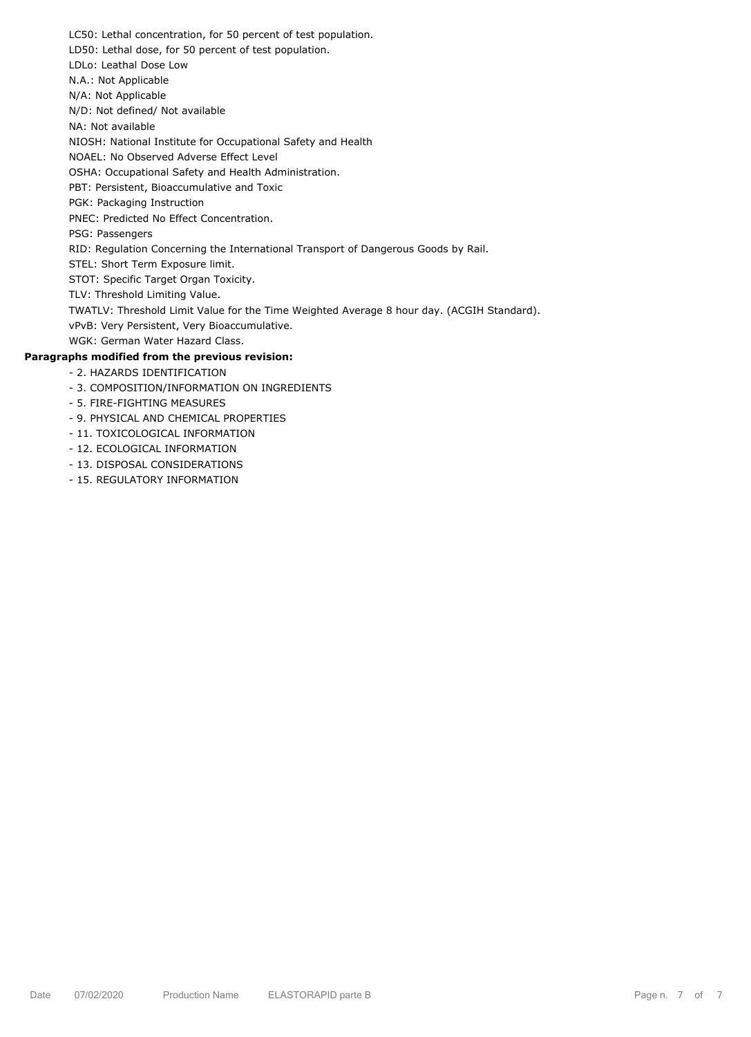LC50: Lethal concentration, for 50 percent of test population.

LD50: Lethal dose, for 50 percent of test population.

LDLo: Leathal Dose Low

N.A.: Not Applicable

N/A: Not Applicable

N/D: Not defined/ Not available

NA: Not available

NIOSH: National Institute for Occupational Safety and Health

NOAEL: No Observed Adverse Effect Level

OSHA: Occupational Safety and Health Administration.

PBT: Persistent, Bioaccumulative and Toxic

PGK: Packaging Instruction

PNEC: Predicted No Effect Concentration.

PSG: Passengers

RID: Regulation Concerning the International Transport of Dangerous Goods by Rail.

STEL: Short Term Exposure limit.

STOT: Specific Target Organ Toxicity.

TLV: Threshold Limiting Value.

TWATLV: Threshold Limit Value for the Time Weighted Average 8 hour day. (ACGIH Standard).

vPvB: Very Persistent, Very Bioaccumulative.

WGK: German Water Hazard Class.

**Paragraphs modified from the previous revision:**

- 2. HAZARDS IDENTIFICATION
- 3. COMPOSITION/INFORMATION ON INGREDIENTS
- 5. FIRE-FIGHTING MEASURES
- 9. PHYSICAL AND CHEMICAL PROPERTIES
- 11. TOXICOLOGICAL INFORMATION
- 12. ECOLOGICAL INFORMATION
- 13. DISPOSAL CONSIDERATIONS
- 15. REGULATORY INFORMATION